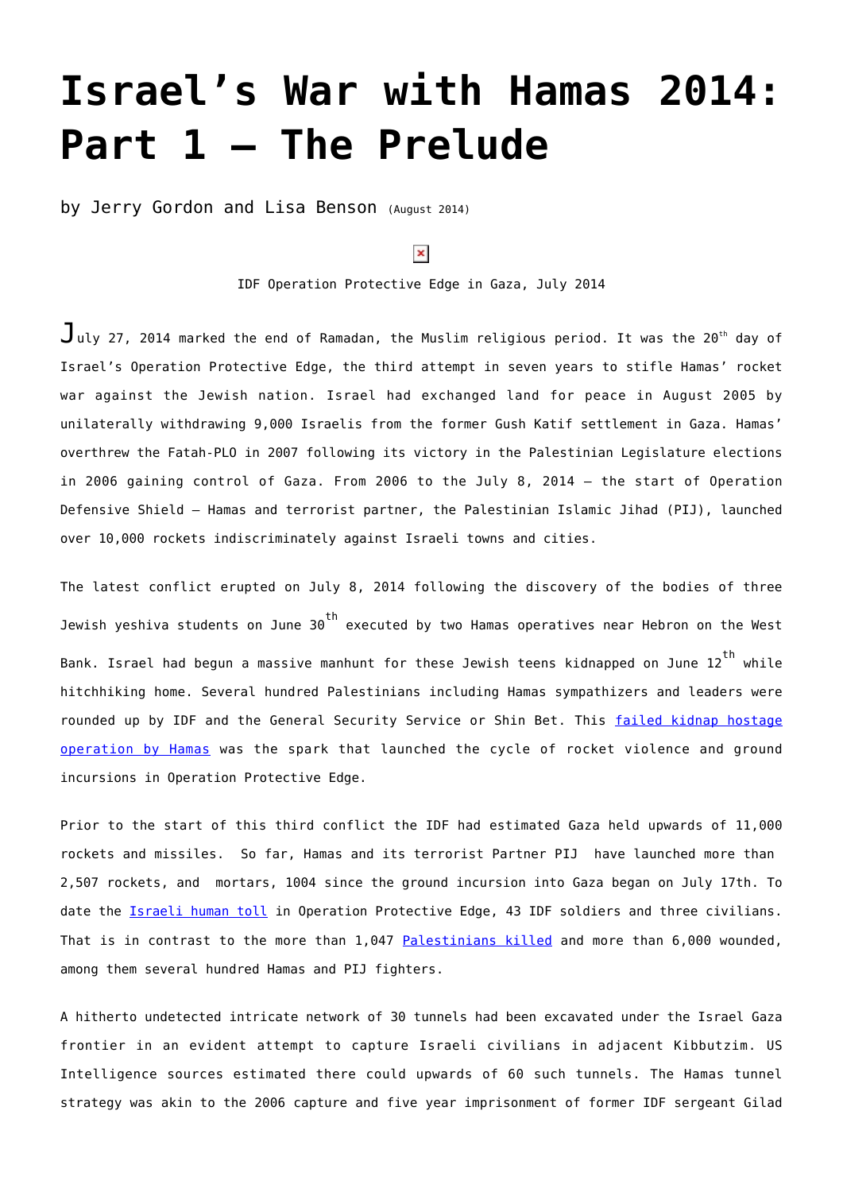# Israel's War with Hamas 2014: Part 1 – The Prelude

by Jerry Gordon and Lisa Benson (August 2014)

IDF Operation Protective Edge in Gaza, July 2014

July 27, 2014 marked the end of Ramadan, the Muslim religious period. It was the 20th day of Israel's Operation Protective Edge, the third attempt in seven years to stifle Hamas' rocket war against the Jewish nation. Israel had exchanged land for peace in August 2005 by unilaterally withdrawing 9,000 Israelis from the former Gush Katif settlement in Gaza. Hamas' overthrew the Fatah-PLO in 2007 following its victory in the Palestinian Legislature elections in 2006 gaining control of Gaza. From 2006 to the July 8, 2014 – the start of Operation Defensive Shield – Hamas and terrorist partner, the Palestinian Islamic Jihad (PIJ), launched over 10,000 rockets indiscriminately against Israeli towns and cities.

The latest conflict erupted on July 8, 2014 following the discovery of the bodies of three Jewish yeshiva students on June 30th executed by two Hamas operatives near Hebron on the West Bank. Israel had begun a massive manhunt for these Jewish teens kidnapped on June 12th while hitchhiking home. Several hundred Palestinians including Hamas sympathizers and leaders were rounded up by IDF and the General Security Service or Shin Bet. This failed kidnap hostage operation by Hamas was the spark that launched the cycle of rocket violence and ground incursions in Operation Protective Edge.

Prior to the start of this third conflict the IDF had estimated Gaza held upwards of 11,000 rockets and missiles. So far, Hamas and its terrorist Partner PIJ have launched more than 2,507 rockets, and mortars, 1004 since the ground incursion into Gaza began on July 17th. To date the Israeli human toll in Operation Protective Edge, 43 IDF soldiers and three civilians. That is in contrast to the more than 1,047 Palestinians killed and more than 6,000 wounded, among them several hundred Hamas and PIJ fighters.

A hitherto undetected intricate network of 30 tunnels had been excavated under the Israel Gaza frontier in an evident attempt to capture Israeli civilians in adjacent Kibbutzim. US Intelligence sources estimated there could upwards of 60 such tunnels. The Hamas tunnel strategy was akin to the 2006 capture and five year imprisonment of former IDF sergeant Gilad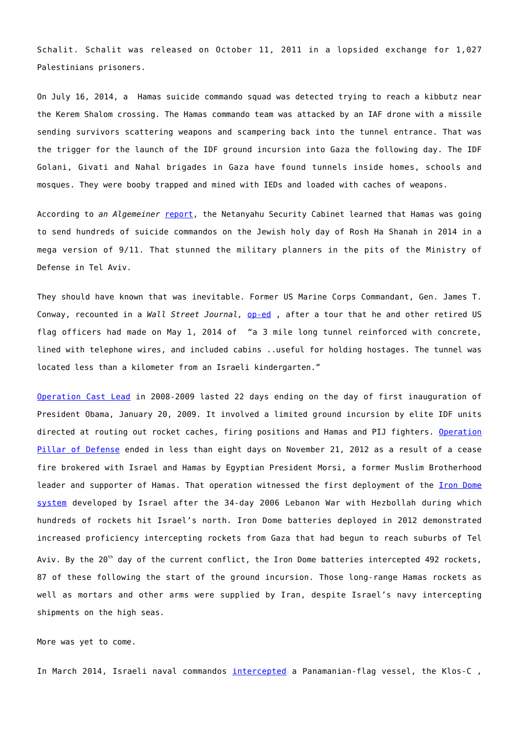Schalit. Schalit was released on October 11, 2011 in a lopsided exchange for 1,027 Palestinians prisoners.

On July 16, 2014, a Hamas suicide commando squad was detected trying to reach a kibbutz near the Kerem Shalom crossing. The Hamas commando team was attacked by an IAF drone with a missile sending survivors scattering weapons and scampering back into the tunnel entrance. That was the trigger for the launch of the IDF ground incursion into Gaza the following day. The IDF Golani, Givati and Nahal brigades in Gaza have found tunnels inside homes, schools and mosques. They were booby trapped and mined with IEDs and loaded with caches of weapons.

According to *an Algemeiner* report, the Netanyahu Security Cabinet learned that Hamas was going to send hundreds of suicide commandos on the Jewish holy day of Rosh Ha Shanah in 2014 in a mega version of 9/11. That stunned the military planners in the pits of the Ministry of Defense in Tel Aviv.

They should have known that was inevitable. Former US Marine Corps Commandant, Gen. James T. Conway, recounted in a *Wall Street Journal,* op-ed , after a tour that he and other retired US flag officers had made on May 1, 2014 of "a 3 mile long tunnel reinforced with concrete, lined with telephone wires, and included cabins ..useful for holding hostages. The tunnel was located less than a kilometer from an Israeli kindergarten."

Operation Cast Lead in 2008-2009 lasted 22 days ending on the day of first inauguration of President Obama, January 20, 2009. It involved a limited ground incursion by elite IDF units directed at routing out rocket caches, firing positions and Hamas and PIJ fighters. Operation Pillar of Defense ended in less than eight days on November 21, 2012 as a result of a cease fire brokered with Israel and Hamas by Egyptian President Morsi, a former Muslim Brotherhood leader and supporter of Hamas. That operation witnessed the first deployment of the Iron Dome system developed by Israel after the 34-day 2006 Lebanon War with Hezbollah during which hundreds of rockets hit Israel's north. Iron Dome batteries deployed in 2012 demonstrated increased proficiency intercepting rockets from Gaza that had begun to reach suburbs of Tel Aviv. By the 20th day of the current conflict, the Iron Dome batteries intercepted 492 rockets, 87 of these following the start of the ground incursion. Those long-range Hamas rockets as well as mortars and other arms were supplied by Iran, despite Israel's navy intercepting shipments on the high seas.

More was yet to come.

In March 2014, Israeli naval commandos intercepted a Panamanian-flag vessel, the Klos-C ,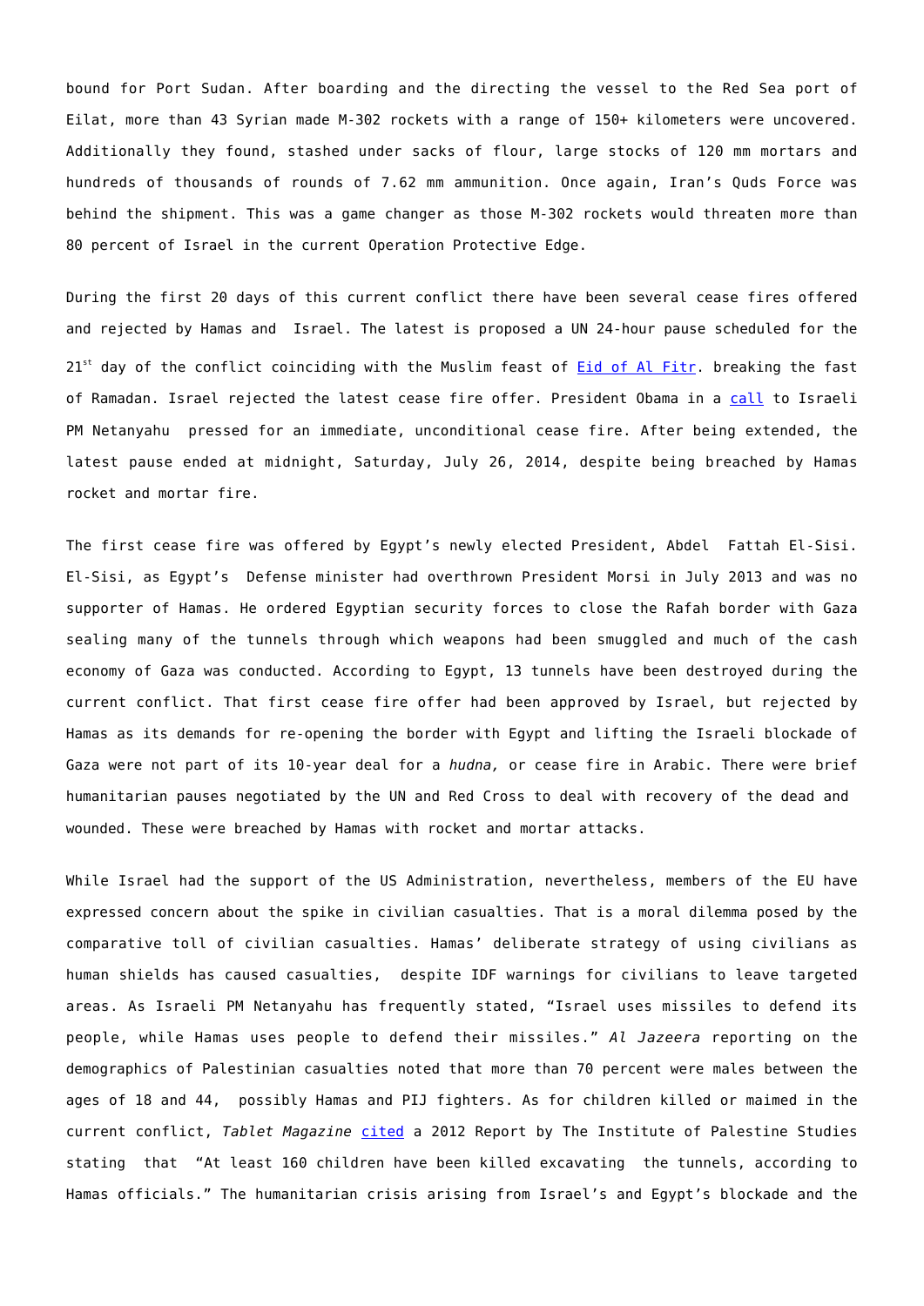bound for Port Sudan. After boarding and the directing the vessel to the Red Sea port of Eilat, more than 43 Syrian made M-302 rockets with a range of 150+ kilometers were uncovered. Additionally they found, stashed under sacks of flour, large stocks of 120 mm mortars and hundreds of thousands of rounds of 7.62 mm ammunition. Once again, Iran's Quds Force was behind the shipment. This was a game changer as those M-302 rockets would threaten more than 80 percent of Israel in the current Operation Protective Edge.

During the first 20 days of this current conflict there have been several cease fires offered and rejected by Hamas and Israel. The latest is proposed a UN 24-hour pause scheduled for the 21st day of the conflict coinciding with the Muslim feast of Eid of Al Fitr. breaking the fast of Ramadan. Israel rejected the latest cease fire offer. President Obama in a call to Israeli PM Netanyahu pressed for an immediate, unconditional cease fire. After being extended, the latest pause ended at midnight, Saturday, July 26, 2014, despite being breached by Hamas rocket and mortar fire.

The first cease fire was offered by Egypt's newly elected President, Abdel Fattah El-Sisi. El-Sisi, as Egypt's Defense minister had overthrown President Morsi in July 2013 and was no supporter of Hamas. He ordered Egyptian security forces to close the Rafah border with Gaza sealing many of the tunnels through which weapons had been smuggled and much of the cash economy of Gaza was conducted. According to Egypt, 13 tunnels have been destroyed during the current conflict. That first cease fire offer had been approved by Israel, but rejected by Hamas as its demands for re-opening the border with Egypt and lifting the Israeli blockade of Gaza were not part of its 10-year deal for a *hudna,* or cease fire in Arabic. There were brief humanitarian pauses negotiated by the UN and Red Cross to deal with recovery of the dead and wounded. These were breached by Hamas with rocket and mortar attacks.

While Israel had the support of the US Administration, nevertheless, members of the EU have expressed concern about the spike in civilian casualties. That is a moral dilemma posed by the comparative toll of civilian casualties. Hamas' deliberate strategy of using civilians as human shields has caused casualties, despite IDF warnings for civilians to leave targeted areas. As Israeli PM Netanyahu has frequently stated, "Israel uses missiles to defend its people, while Hamas uses people to defend their missiles." *Al Jazeera* reporting on the demographics of Palestinian casualties noted that more than 70 percent were males between the ages of 18 and 44, possibly Hamas and PIJ fighters. As for children killed or maimed in the current conflict, *Tablet Magazine* cited a 2012 Report by The Institute of Palestine Studies stating that "At least 160 children have been killed excavating the tunnels, according to Hamas officials." The humanitarian crisis arising from Israel's and Egypt's blockade and the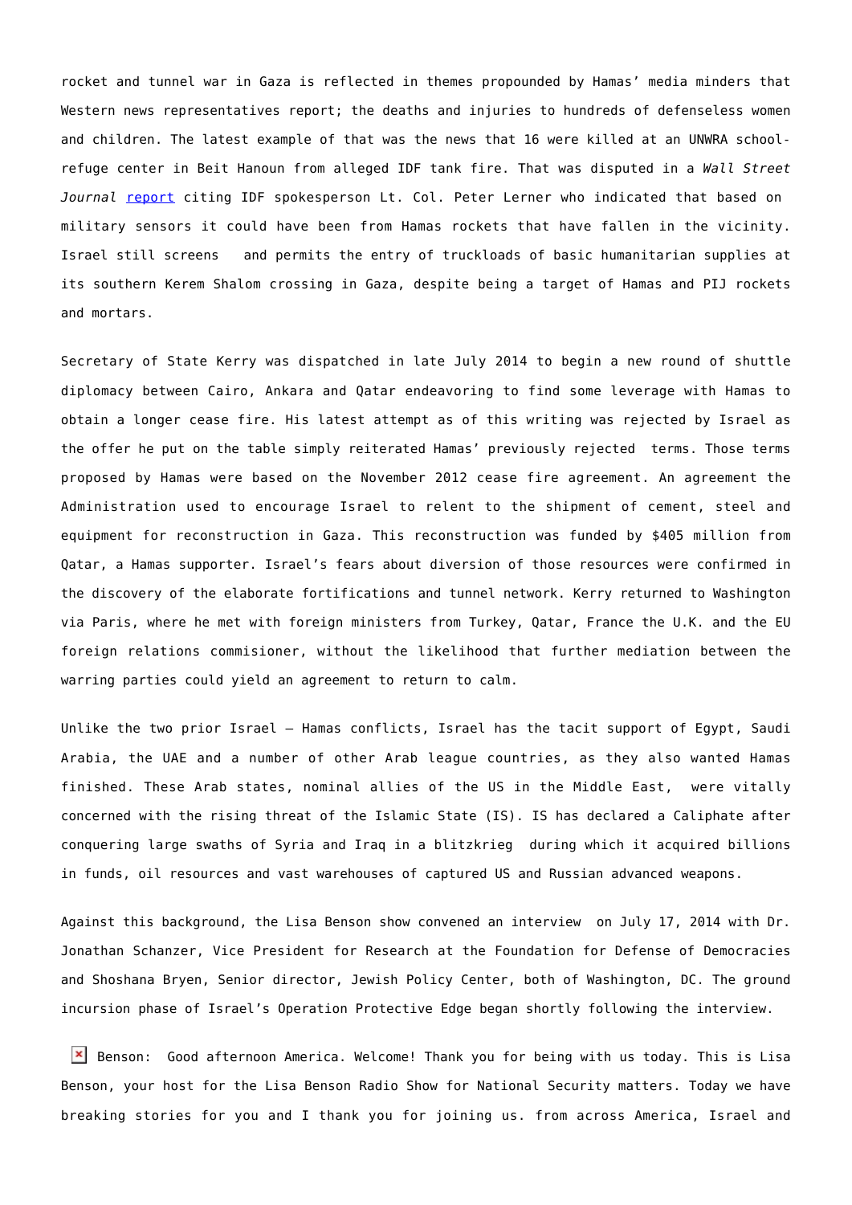rocket and tunnel war in Gaza is reflected in themes propounded by Hamas' media minders that Western news representatives report; the deaths and injuries to hundreds of defenseless women and children. The latest example of that was the news that 16 were killed at an UNWRA school-refuge center in Beit Hanoun from alleged IDF tank fire. That was disputed in a *Wall Street Journal* [report](report) citing IDF spokesperson Lt. Col. Peter Lerner who indicated that based on military sensors it could have been from Hamas rockets that have fallen in the vicinity. Israel still screens and permits the entry of truckloads of basic humanitarian supplies at its southern Kerem Shalom crossing in Gaza, despite being a target of Hamas and PIJ rockets and mortars.

Secretary of State Kerry was dispatched in late July 2014 to begin a new round of shuttle diplomacy between Cairo, Ankara and Qatar endeavoring to find some leverage with Hamas to obtain a longer cease fire. His latest attempt as of this writing was rejected by Israel as the offer he put on the table simply reiterated Hamas' previously rejected terms. Those terms proposed by Hamas were based on the November 2012 cease fire agreement. An agreement the Administration used to encourage Israel to relent to the shipment of cement, steel and equipment for reconstruction in Gaza. This reconstruction was funded by $405 million from Qatar, a Hamas supporter. Israel's fears about diversion of those resources were confirmed in the discovery of the elaborate fortifications and tunnel network. Kerry returned to Washington via Paris, where he met with foreign ministers from Turkey, Qatar, France the U.K. and the EU foreign relations commisioner, without the likelihood that further mediation between the warring parties could yield an agreement to return to calm.

Unlike the two prior Israel – Hamas conflicts, Israel has the tacit support of Egypt, Saudi Arabia, the UAE and a number of other Arab league countries, as they also wanted Hamas finished. These Arab states, nominal allies of the US in the Middle East, were vitally concerned with the rising threat of the Islamic State (IS). IS has declared a Caliphate after conquering large swaths of Syria and Iraq in a blitzkrieg during which it acquired billions in funds, oil resources and vast warehouses of captured US and Russian advanced weapons.

Against this background, the Lisa Benson show convened an interview on July 17, 2014 with Dr. Jonathan Schanzer, Vice President for Research at the Foundation for Defense of Democracies and Shoshana Bryen, Senior director, Jewish Policy Center, both of Washington, DC. The ground incursion phase of Israel's Operation Protective Edge began shortly following the interview.

Benson: Good afternoon America. Welcome! Thank you for being with us today. This is Lisa Benson, your host for the Lisa Benson Radio Show for National Security matters. Today we have breaking stories for you and I thank you for joining us. from across America, Israel and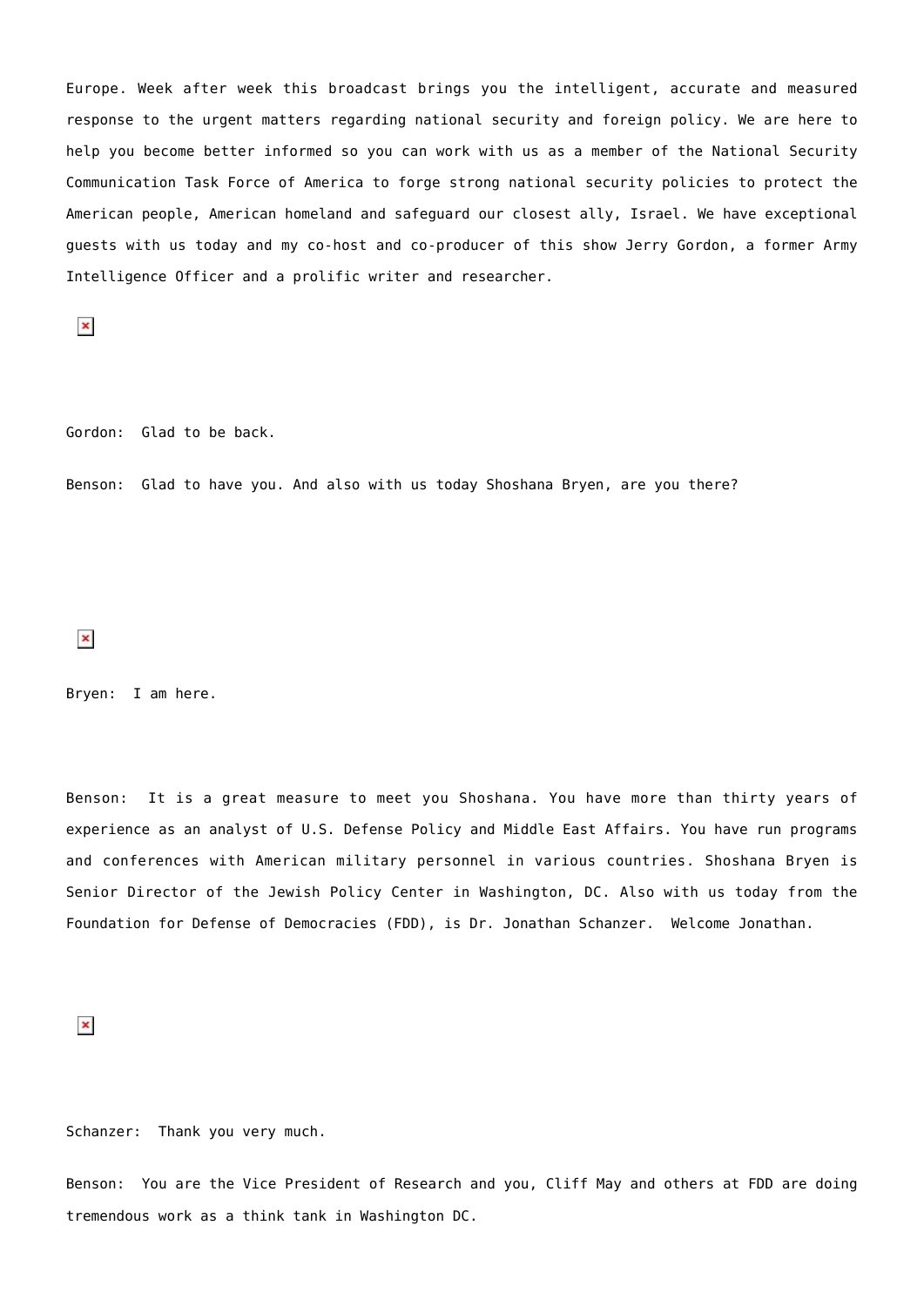Europe. Week after week this broadcast brings you the intelligent, accurate and measured response to the urgent matters regarding national security and foreign policy. We are here to help you become better informed so you can work with us as a member of the National Security Communication Task Force of America to forge strong national security policies to protect the American people, American homeland and safeguard our closest ally, Israel. We have exceptional guests with us today and my co-host and co-producer of this show Jerry Gordon, a former Army Intelligence Officer and a prolific writer and researcher.

Gordon:  Glad to be back.

Benson:  Glad to have you. And also with us today Shoshana Bryen, are you there?

Bryen:  I am here.

Benson:  It is a great measure to meet you Shoshana. You have more than thirty years of experience as an analyst of U.S. Defense Policy and Middle East Affairs. You have run programs and conferences with American military personnel in various countries. Shoshana Bryen is Senior Director of the Jewish Policy Center in Washington, DC. Also with us today from the Foundation for Defense of Democracies (FDD), is Dr. Jonathan Schanzer.  Welcome Jonathan.

Schanzer:  Thank you very much.

Benson:  You are the Vice President of Research and you, Cliff May and others at FDD are doing tremendous work as a think tank in Washington DC.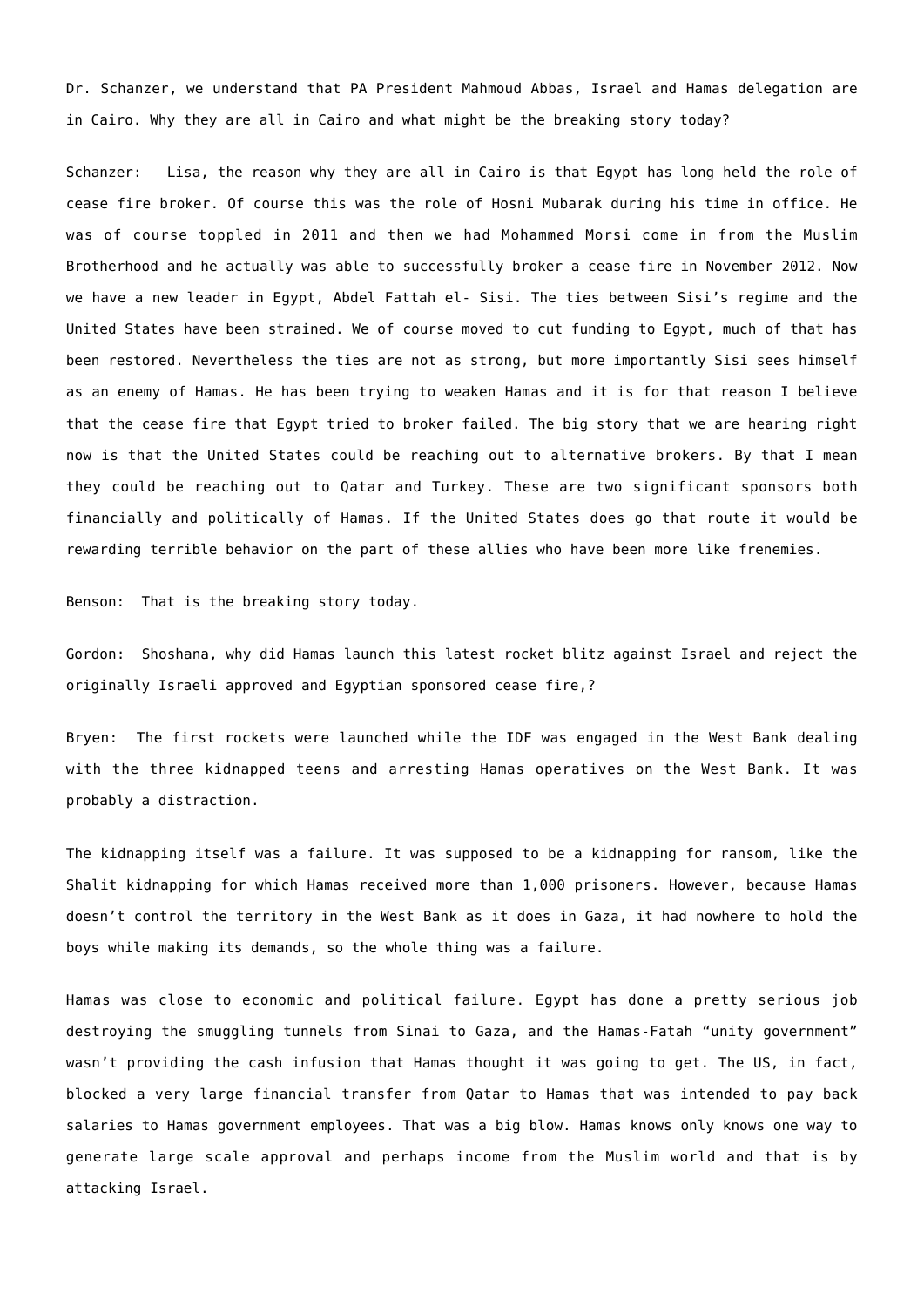Dr. Schanzer, we understand that PA President Mahmoud Abbas, Israel and Hamas delegation are in Cairo. Why they are all in Cairo and what might be the breaking story today?

Schanzer: Lisa, the reason why they are all in Cairo is that Egypt has long held the role of cease fire broker. Of course this was the role of Hosni Mubarak during his time in office. He was of course toppled in 2011 and then we had Mohammed Morsi come in from the Muslim Brotherhood and he actually was able to successfully broker a cease fire in November 2012. Now we have a new leader in Egypt, Abdel Fattah el- Sisi. The ties between Sisi's regime and the United States have been strained. We of course moved to cut funding to Egypt, much of that has been restored. Nevertheless the ties are not as strong, but more importantly Sisi sees himself as an enemy of Hamas. He has been trying to weaken Hamas and it is for that reason I believe that the cease fire that Egypt tried to broker failed. The big story that we are hearing right now is that the United States could be reaching out to alternative brokers. By that I mean they could be reaching out to Qatar and Turkey. These are two significant sponsors both financially and politically of Hamas. If the United States does go that route it would be rewarding terrible behavior on the part of these allies who have been more like frenemies.

Benson: That is the breaking story today.

Gordon: Shoshana, why did Hamas launch this latest rocket blitz against Israel and reject the originally Israeli approved and Egyptian sponsored cease fire,?

Bryen: The first rockets were launched while the IDF was engaged in the West Bank dealing with the three kidnapped teens and arresting Hamas operatives on the West Bank. It was probably a distraction.

The kidnapping itself was a failure. It was supposed to be a kidnapping for ransom, like the Shalit kidnapping for which Hamas received more than 1,000 prisoners. However, because Hamas doesn't control the territory in the West Bank as it does in Gaza, it had nowhere to hold the boys while making its demands, so the whole thing was a failure.

Hamas was close to economic and political failure. Egypt has done a pretty serious job destroying the smuggling tunnels from Sinai to Gaza, and the Hamas-Fatah "unity government" wasn't providing the cash infusion that Hamas thought it was going to get. The US, in fact, blocked a very large financial transfer from Qatar to Hamas that was intended to pay back salaries to Hamas government employees. That was a big blow. Hamas knows only knows one way to generate large scale approval and perhaps income from the Muslim world and that is by attacking Israel.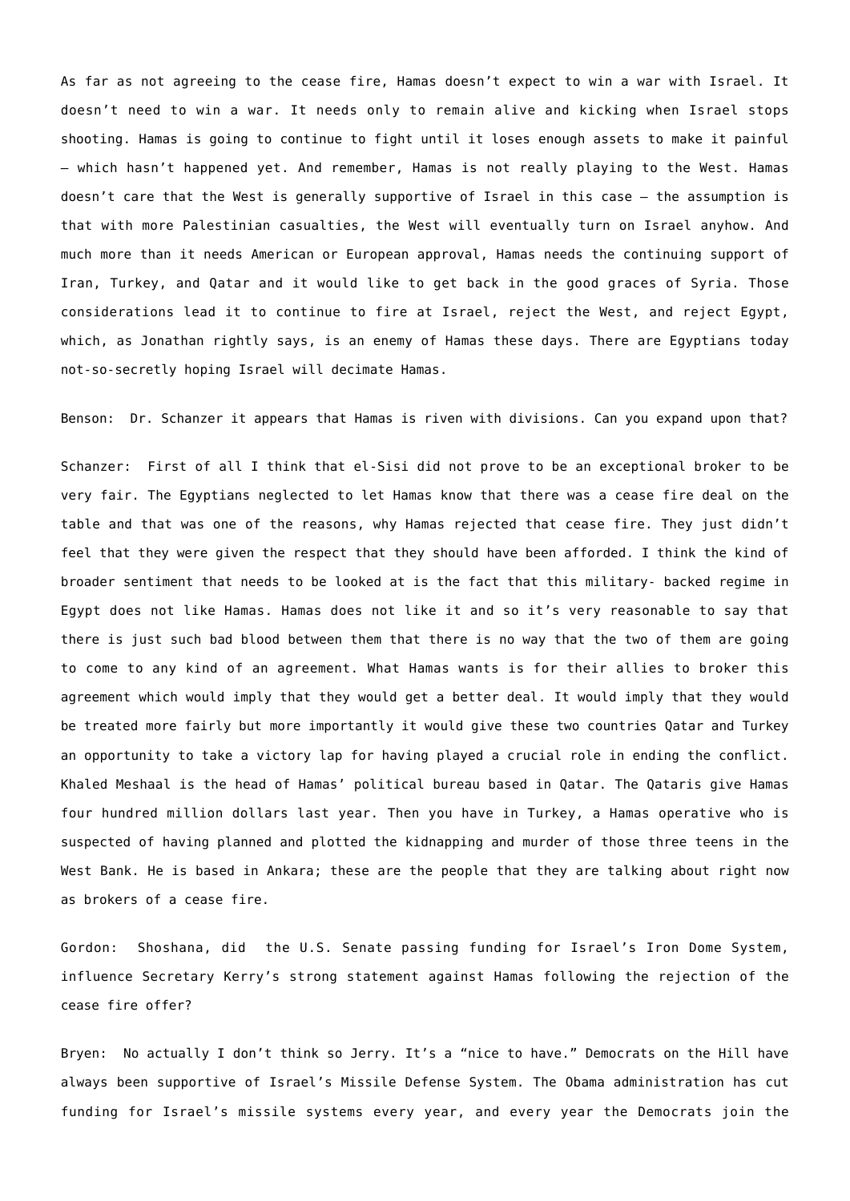As far as not agreeing to the cease fire, Hamas doesn't expect to win a war with Israel. It doesn't need to win a war. It needs only to remain alive and kicking when Israel stops shooting. Hamas is going to continue to fight until it loses enough assets to make it painful – which hasn't happened yet. And remember, Hamas is not really playing to the West. Hamas doesn't care that the West is generally supportive of Israel in this case – the assumption is that with more Palestinian casualties, the West will eventually turn on Israel anyhow. And much more than it needs American or European approval, Hamas needs the continuing support of Iran, Turkey, and Qatar and it would like to get back in the good graces of Syria. Those considerations lead it to continue to fire at Israel, reject the West, and reject Egypt, which, as Jonathan rightly says, is an enemy of Hamas these days. There are Egyptians today not-so-secretly hoping Israel will decimate Hamas.

Benson: Dr. Schanzer it appears that Hamas is riven with divisions. Can you expand upon that?

Schanzer: First of all I think that el-Sisi did not prove to be an exceptional broker to be very fair. The Egyptians neglected to let Hamas know that there was a cease fire deal on the table and that was one of the reasons, why Hamas rejected that cease fire. They just didn't feel that they were given the respect that they should have been afforded. I think the kind of broader sentiment that needs to be looked at is the fact that this military- backed regime in Egypt does not like Hamas. Hamas does not like it and so it's very reasonable to say that there is just such bad blood between them that there is no way that the two of them are going to come to any kind of an agreement. What Hamas wants is for their allies to broker this agreement which would imply that they would get a better deal. It would imply that they would be treated more fairly but more importantly it would give these two countries Qatar and Turkey an opportunity to take a victory lap for having played a crucial role in ending the conflict. Khaled Meshaal is the head of Hamas' political bureau based in Qatar. The Qataris give Hamas four hundred million dollars last year. Then you have in Turkey, a Hamas operative who is suspected of having planned and plotted the kidnapping and murder of those three teens in the West Bank. He is based in Ankara; these are the people that they are talking about right now as brokers of a cease fire.

Gordon: Shoshana, did the U.S. Senate passing funding for Israel's Iron Dome System, influence Secretary Kerry's strong statement against Hamas following the rejection of the cease fire offer?

Bryen: No actually I don't think so Jerry. It's a "nice to have." Democrats on the Hill have always been supportive of Israel's Missile Defense System. The Obama administration has cut funding for Israel's missile systems every year, and every year the Democrats join the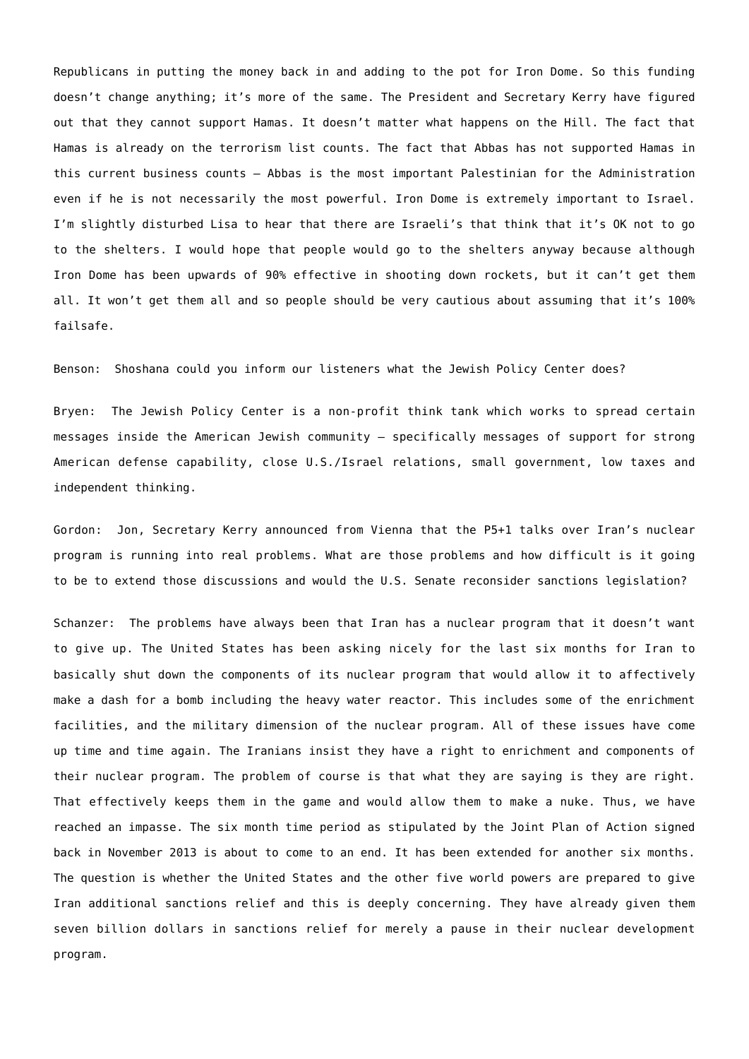Republicans in putting the money back in and adding to the pot for Iron Dome. So this funding doesn't change anything; it's more of the same. The President and Secretary Kerry have figured out that they cannot support Hamas. It doesn't matter what happens on the Hill. The fact that Hamas is already on the terrorism list counts. The fact that Abbas has not supported Hamas in this current business counts – Abbas is the most important Palestinian for the Administration even if he is not necessarily the most powerful. Iron Dome is extremely important to Israel. I'm slightly disturbed Lisa to hear that there are Israeli's that think that it's OK not to go to the shelters. I would hope that people would go to the shelters anyway because although Iron Dome has been upwards of 90% effective in shooting down rockets, but it can't get them all. It won't get them all and so people should be very cautious about assuming that it's 100% failsafe.

Benson: Shoshana could you inform our listeners what the Jewish Policy Center does?

Bryen: The Jewish Policy Center is a non-profit think tank which works to spread certain messages inside the American Jewish community – specifically messages of support for strong American defense capability, close U.S./Israel relations, small government, low taxes and independent thinking.

Gordon: Jon, Secretary Kerry announced from Vienna that the P5+1 talks over Iran's nuclear program is running into real problems. What are those problems and how difficult is it going to be to extend those discussions and would the U.S. Senate reconsider sanctions legislation?

Schanzer: The problems have always been that Iran has a nuclear program that it doesn't want to give up. The United States has been asking nicely for the last six months for Iran to basically shut down the components of its nuclear program that would allow it to affectively make a dash for a bomb including the heavy water reactor. This includes some of the enrichment facilities, and the military dimension of the nuclear program. All of these issues have come up time and time again. The Iranians insist they have a right to enrichment and components of their nuclear program. The problem of course is that what they are saying is they are right. That effectively keeps them in the game and would allow them to make a nuke. Thus, we have reached an impasse. The six month time period as stipulated by the Joint Plan of Action signed back in November 2013 is about to come to an end. It has been extended for another six months. The question is whether the United States and the other five world powers are prepared to give Iran additional sanctions relief and this is deeply concerning. They have already given them seven billion dollars in sanctions relief for merely a pause in their nuclear development program.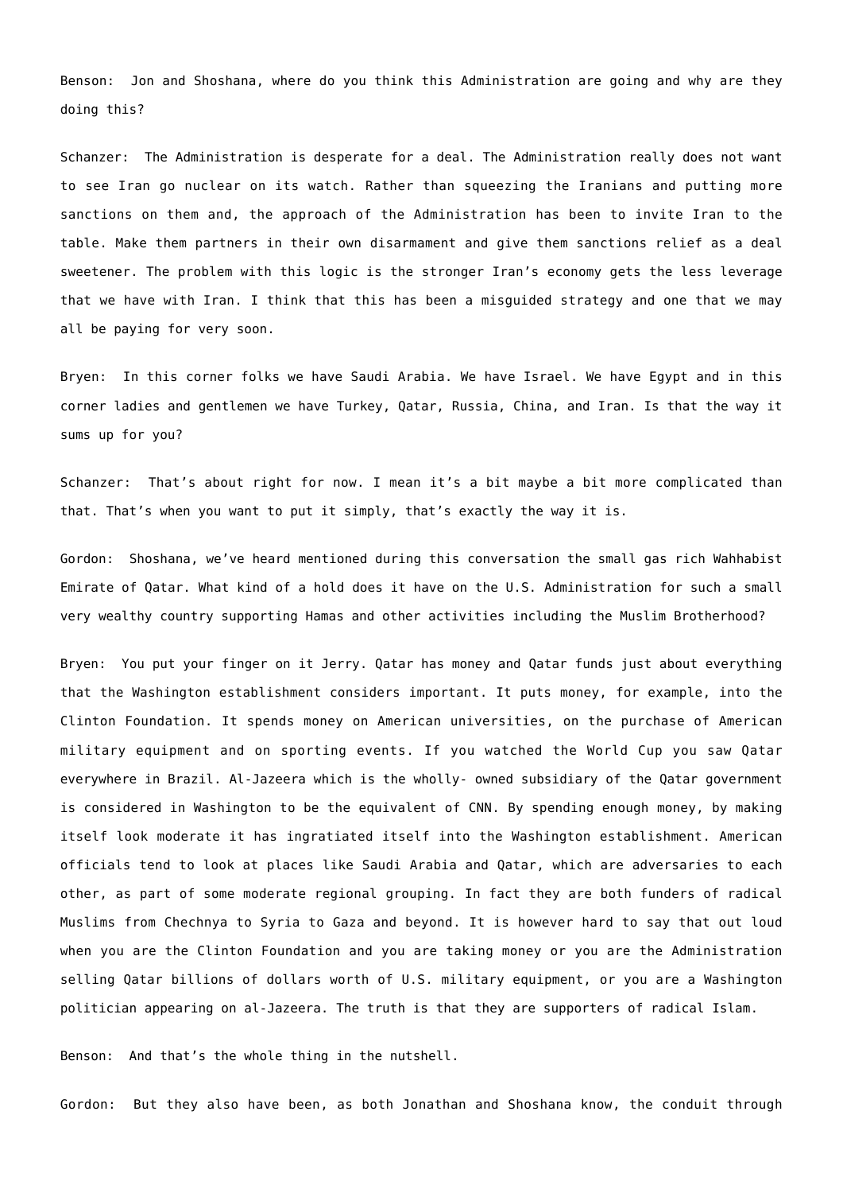Benson: Jon and Shoshana, where do you think this Administration are going and why are they doing this?

Schanzer: The Administration is desperate for a deal. The Administration really does not want to see Iran go nuclear on its watch. Rather than squeezing the Iranians and putting more sanctions on them and, the approach of the Administration has been to invite Iran to the table. Make them partners in their own disarmament and give them sanctions relief as a deal sweetener. The problem with this logic is the stronger Iran's economy gets the less leverage that we have with Iran. I think that this has been a misguided strategy and one that we may all be paying for very soon.

Bryen: In this corner folks we have Saudi Arabia. We have Israel. We have Egypt and in this corner ladies and gentlemen we have Turkey, Qatar, Russia, China, and Iran. Is that the way it sums up for you?

Schanzer: That's about right for now. I mean it's a bit maybe a bit more complicated than that. That's when you want to put it simply, that's exactly the way it is.

Gordon: Shoshana, we've heard mentioned during this conversation the small gas rich Wahhabist Emirate of Qatar. What kind of a hold does it have on the U.S. Administration for such a small very wealthy country supporting Hamas and other activities including the Muslim Brotherhood?

Bryen: You put your finger on it Jerry. Qatar has money and Qatar funds just about everything that the Washington establishment considers important. It puts money, for example, into the Clinton Foundation. It spends money on American universities, on the purchase of American military equipment and on sporting events. If you watched the World Cup you saw Qatar everywhere in Brazil. Al-Jazeera which is the wholly- owned subsidiary of the Qatar government is considered in Washington to be the equivalent of CNN. By spending enough money, by making itself look moderate it has ingratiated itself into the Washington establishment. American officials tend to look at places like Saudi Arabia and Qatar, which are adversaries to each other, as part of some moderate regional grouping. In fact they are both funders of radical Muslims from Chechnya to Syria to Gaza and beyond. It is however hard to say that out loud when you are the Clinton Foundation and you are taking money or you are the Administration selling Qatar billions of dollars worth of U.S. military equipment, or you are a Washington politician appearing on al-Jazeera. The truth is that they are supporters of radical Islam.

Benson: And that's the whole thing in the nutshell.

Gordon: But they also have been, as both Jonathan and Shoshana know, the conduit through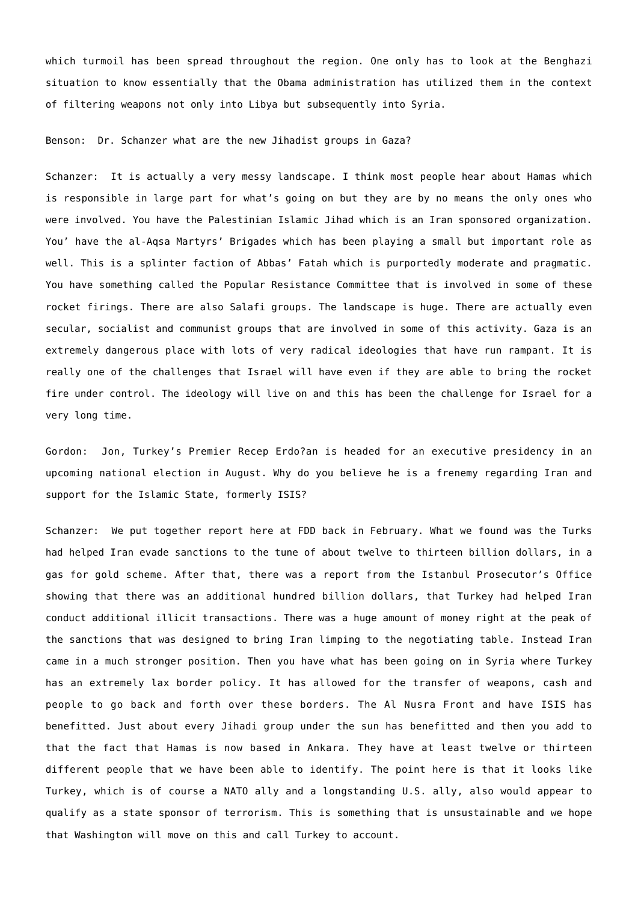which turmoil has been spread throughout the region. One only has to look at the Benghazi situation to know essentially that the Obama administration has utilized them in the context of filtering weapons not only into Libya but subsequently into Syria.

Benson: Dr. Schanzer what are the new Jihadist groups in Gaza?

Schanzer: It is actually a very messy landscape. I think most people hear about Hamas which is responsible in large part for what's going on but they are by no means the only ones who were involved. You have the Palestinian Islamic Jihad which is an Iran sponsored organization. You' have the al-Aqsa Martyrs' Brigades which has been playing a small but important role as well. This is a splinter faction of Abbas' Fatah which is purportedly moderate and pragmatic. You have something called the Popular Resistance Committee that is involved in some of these rocket firings. There are also Salafi groups. The landscape is huge. There are actually even secular, socialist and communist groups that are involved in some of this activity. Gaza is an extremely dangerous place with lots of very radical ideologies that have run rampant. It is really one of the challenges that Israel will have even if they are able to bring the rocket fire under control. The ideology will live on and this has been the challenge for Israel for a very long time.

Gordon: Jon, Turkey's Premier Recep Erdo?an is headed for an executive presidency in an upcoming national election in August. Why do you believe he is a frenemy regarding Iran and support for the Islamic State, formerly ISIS?

Schanzer: We put together report here at FDD back in February. What we found was the Turks had helped Iran evade sanctions to the tune of about twelve to thirteen billion dollars, in a gas for gold scheme. After that, there was a report from the Istanbul Prosecutor's Office showing that there was an additional hundred billion dollars, that Turkey had helped Iran conduct additional illicit transactions. There was a huge amount of money right at the peak of the sanctions that was designed to bring Iran limping to the negotiating table. Instead Iran came in a much stronger position. Then you have what has been going on in Syria where Turkey has an extremely lax border policy. It has allowed for the transfer of weapons, cash and people to go back and forth over these borders. The Al Nusra Front and have ISIS has benefitted. Just about every Jihadi group under the sun has benefitted and then you add to that the fact that Hamas is now based in Ankara. They have at least twelve or thirteen different people that we have been able to identify. The point here is that it looks like Turkey, which is of course a NATO ally and a longstanding U.S. ally, also would appear to qualify as a state sponsor of terrorism. This is something that is unsustainable and we hope that Washington will move on this and call Turkey to account.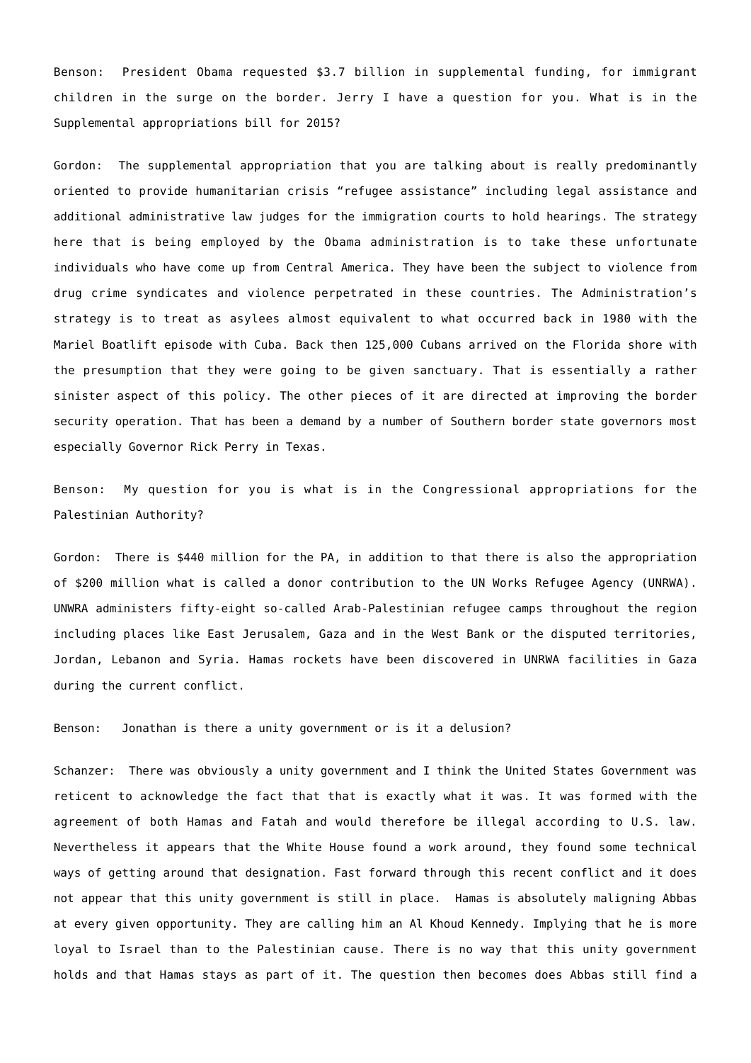Benson: President Obama requested $3.7 billion in supplemental funding, for immigrant children in the surge on the border. Jerry I have a question for you. What is in the Supplemental appropriations bill for 2015?

Gordon: The supplemental appropriation that you are talking about is really predominantly oriented to provide humanitarian crisis “refugee assistance” including legal assistance and additional administrative law judges for the immigration courts to hold hearings. The strategy here that is being employed by the Obama administration is to take these unfortunate individuals who have come up from Central America. They have been the subject to violence from drug crime syndicates and violence perpetrated in these countries. The Administration’s strategy is to treat as asylees almost equivalent to what occurred back in 1980 with the Mariel Boatlift episode with Cuba. Back then 125,000 Cubans arrived on the Florida shore with the presumption that they were going to be given sanctuary. That is essentially a rather sinister aspect of this policy. The other pieces of it are directed at improving the border security operation. That has been a demand by a number of Southern border state governors most especially Governor Rick Perry in Texas.

Benson: My question for you is what is in the Congressional appropriations for the Palestinian Authority?

Gordon: There is $440 million for the PA, in addition to that there is also the appropriation of $200 million what is called a donor contribution to the UN Works Refugee Agency (UNRWA). UNWRA administers fifty-eight so-called Arab-Palestinian refugee camps throughout the region including places like East Jerusalem, Gaza and in the West Bank or the disputed territories, Jordan, Lebanon and Syria. Hamas rockets have been discovered in UNRWA facilities in Gaza during the current conflict.

Benson: Jonathan is there a unity government or is it a delusion?

Schanzer: There was obviously a unity government and I think the United States Government was reticent to acknowledge the fact that that is exactly what it was. It was formed with the agreement of both Hamas and Fatah and would therefore be illegal according to U.S. law. Nevertheless it appears that the White House found a work around, they found some technical ways of getting around that designation. Fast forward through this recent conflict and it does not appear that this unity government is still in place. Hamas is absolutely maligning Abbas at every given opportunity. They are calling him an Al Khoud Kennedy. Implying that he is more loyal to Israel than to the Palestinian cause. There is no way that this unity government holds and that Hamas stays as part of it. The question then becomes does Abbas still find a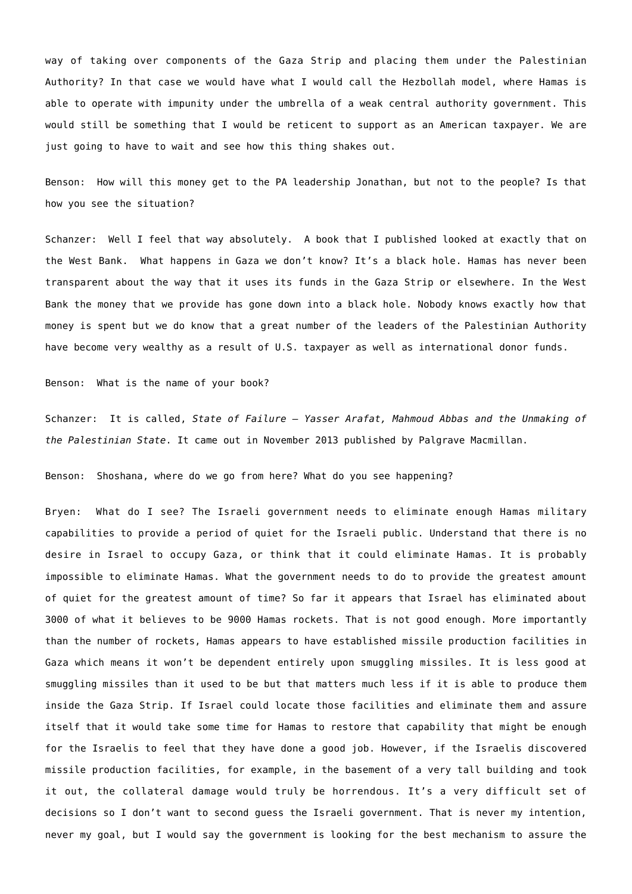way of taking over components of the Gaza Strip and placing them under the Palestinian Authority? In that case we would have what I would call the Hezbollah model, where Hamas is able to operate with impunity under the umbrella of a weak central authority government. This would still be something that I would be reticent to support as an American taxpayer. We are just going to have to wait and see how this thing shakes out.

Benson: How will this money get to the PA leadership Jonathan, but not to the people? Is that how you see the situation?

Schanzer: Well I feel that way absolutely. A book that I published looked at exactly that on the West Bank. What happens in Gaza we don't know? It's a black hole. Hamas has never been transparent about the way that it uses its funds in the Gaza Strip or elsewhere. In the West Bank the money that we provide has gone down into a black hole. Nobody knows exactly how that money is spent but we do know that a great number of the leaders of the Palestinian Authority have become very wealthy as a result of U.S. taxpayer as well as international donor funds.

Benson: What is the name of your book?

Schanzer: It is called, *State of Failure – Yasser Arafat, Mahmoud Abbas and the Unmaking of the Palestinian State*. It came out in November 2013 published by Palgrave Macmillan.

Benson: Shoshana, where do we go from here? What do you see happening?

Bryen: What do I see? The Israeli government needs to eliminate enough Hamas military capabilities to provide a period of quiet for the Israeli public. Understand that there is no desire in Israel to occupy Gaza, or think that it could eliminate Hamas. It is probably impossible to eliminate Hamas. What the government needs to do to provide the greatest amount of quiet for the greatest amount of time? So far it appears that Israel has eliminated about 3000 of what it believes to be 9000 Hamas rockets. That is not good enough. More importantly than the number of rockets, Hamas appears to have established missile production facilities in Gaza which means it won't be dependent entirely upon smuggling missiles. It is less good at smuggling missiles than it used to be but that matters much less if it is able to produce them inside the Gaza Strip. If Israel could locate those facilities and eliminate them and assure itself that it would take some time for Hamas to restore that capability that might be enough for the Israelis to feel that they have done a good job. However, if the Israelis discovered missile production facilities, for example, in the basement of a very tall building and took it out, the collateral damage would truly be horrendous. It's a very difficult set of decisions so I don't want to second guess the Israeli government. That is never my intention, never my goal, but I would say the government is looking for the best mechanism to assure the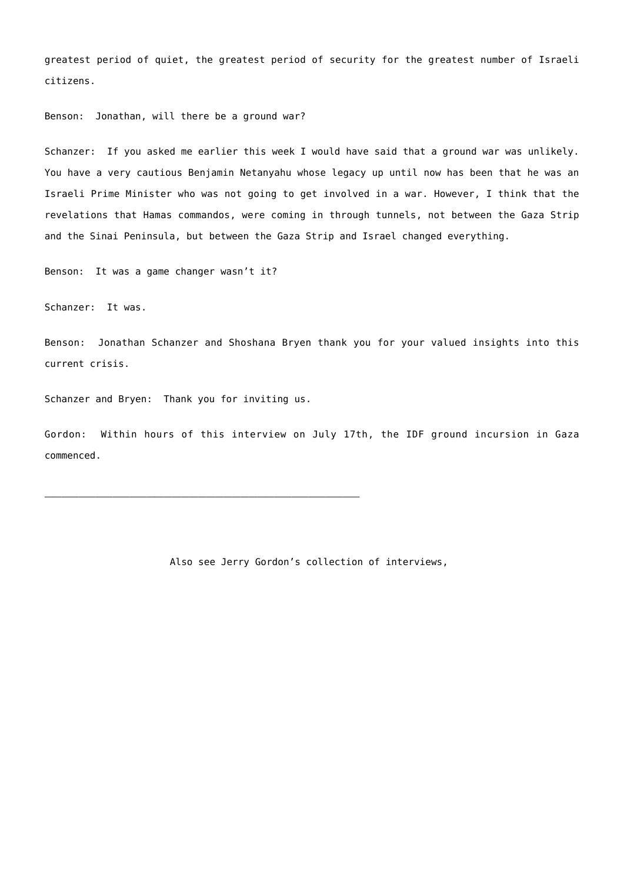greatest period of quiet, the greatest period of security for the greatest number of Israeli citizens.

Benson: Jonathan, will there be a ground war?

Schanzer: If you asked me earlier this week I would have said that a ground war was unlikely. You have a very cautious Benjamin Netanyahu whose legacy up until now has been that he was an Israeli Prime Minister who was not going to get involved in a war. However, I think that the revelations that Hamas commandos, were coming in through tunnels, not between the Gaza Strip and the Sinai Peninsula, but between the Gaza Strip and Israel changed everything.

Benson: It was a game changer wasn't it?

Schanzer: It was.

Benson: Jonathan Schanzer and Shoshana Bryen thank you for your valued insights into this current crisis.

Schanzer and Bryen: Thank you for inviting us.

Gordon: Within hours of this interview on July 17th, the IDF ground incursion in Gaza commenced.

---

Also see Jerry Gordon's collection of interviews,